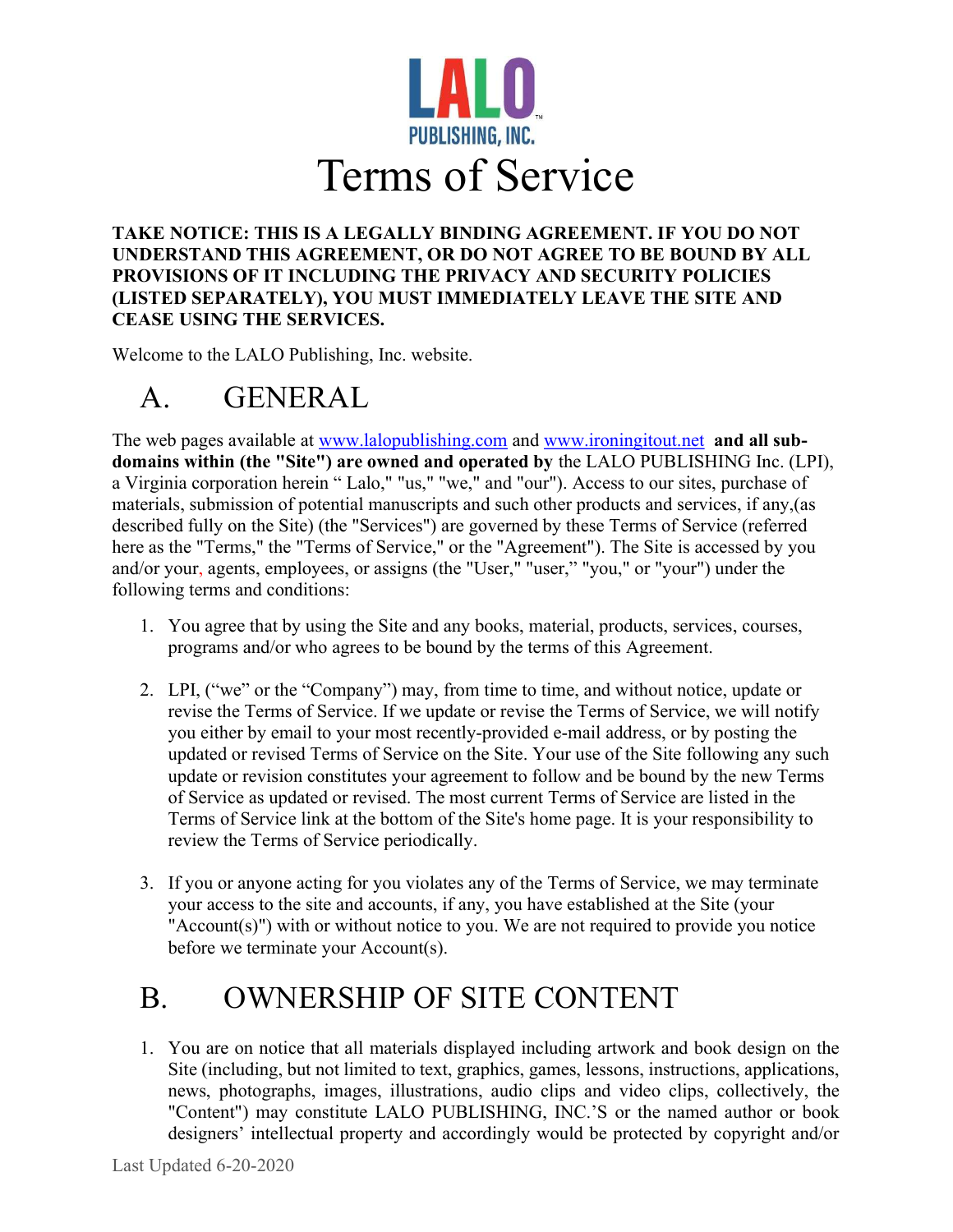# LALO PUBLISHING, INC.

# Terms of Service

**TAKE NOTICE: THIS IS A LEGALLY BINDING AGREEMENT. IF YOU DO NOT UNDERSTAND THIS AGREEMENT, OR DO NOT AGREE TO BE BOUND BY ALL PROVISIONS OF IT INCLUDING THE PRIVACY AND SECURITY POLICIES (LISTED SEPARATELY), YOU MUST IMMEDIATELY LEAVE THE SITE AND CEASE USING THE SERVICES.**

Welcome to the LALO Publishing, Inc. website.

## A. GENERAL

The web pages available at www.lalopublishing.com and www.ironingitout.net **and all sub-domains within (the "Site") are owned and operated by** the LALO PUBLISHING Inc. (LPI), a Virginia corporation herein " Lalo," "us," "we," and "our"). Access to our sites, purchase of materials, submission of potential manuscripts and such other products and services, if any,(as described fully on the Site) (the "Services") are governed by these Terms of Service (referred here as the "Terms," the "Terms of Service," or the "Agreement"). The Site is accessed by you and/or your, agents, employees, or assigns (the "User," "user," "you," or "your") under the following terms and conditions:

1. You agree that by using the Site and any books, material, products, services, courses, programs and/or who agrees to be bound by the terms of this Agreement.

2. LPI, ("we" or the "Company") may, from time to time, and without notice, update or revise the Terms of Service. If we update or revise the Terms of Service, we will notify you either by email to your most recently-provided e-mail address, or by posting the updated or revised Terms of Service on the Site. Your use of the Site following any such update or revision constitutes your agreement to follow and be bound by the new Terms of Service as updated or revised. The most current Terms of Service are listed in the Terms of Service link at the bottom of the Site's home page. It is your responsibility to review the Terms of Service periodically.

3. If you or anyone acting for you violates any of the Terms of Service, we may terminate your access to the site and accounts, if any, you have established at the Site (your "Account(s)") with or without notice to you. We are not required to provide you notice before we terminate your Account(s).

## B. OWNERSHIP OF SITE CONTENT

1. You are on notice that all materials displayed including artwork and book design on the Site (including, but not limited to text, graphics, games, lessons, instructions, applications, news, photographs, images, illustrations, audio clips and video clips, collectively, the "Content") may constitute LALO PUBLISHING, INC.'S or the named author or book designers' intellectual property and accordingly would be protected by copyright and/or

Last Updated 6-20-2020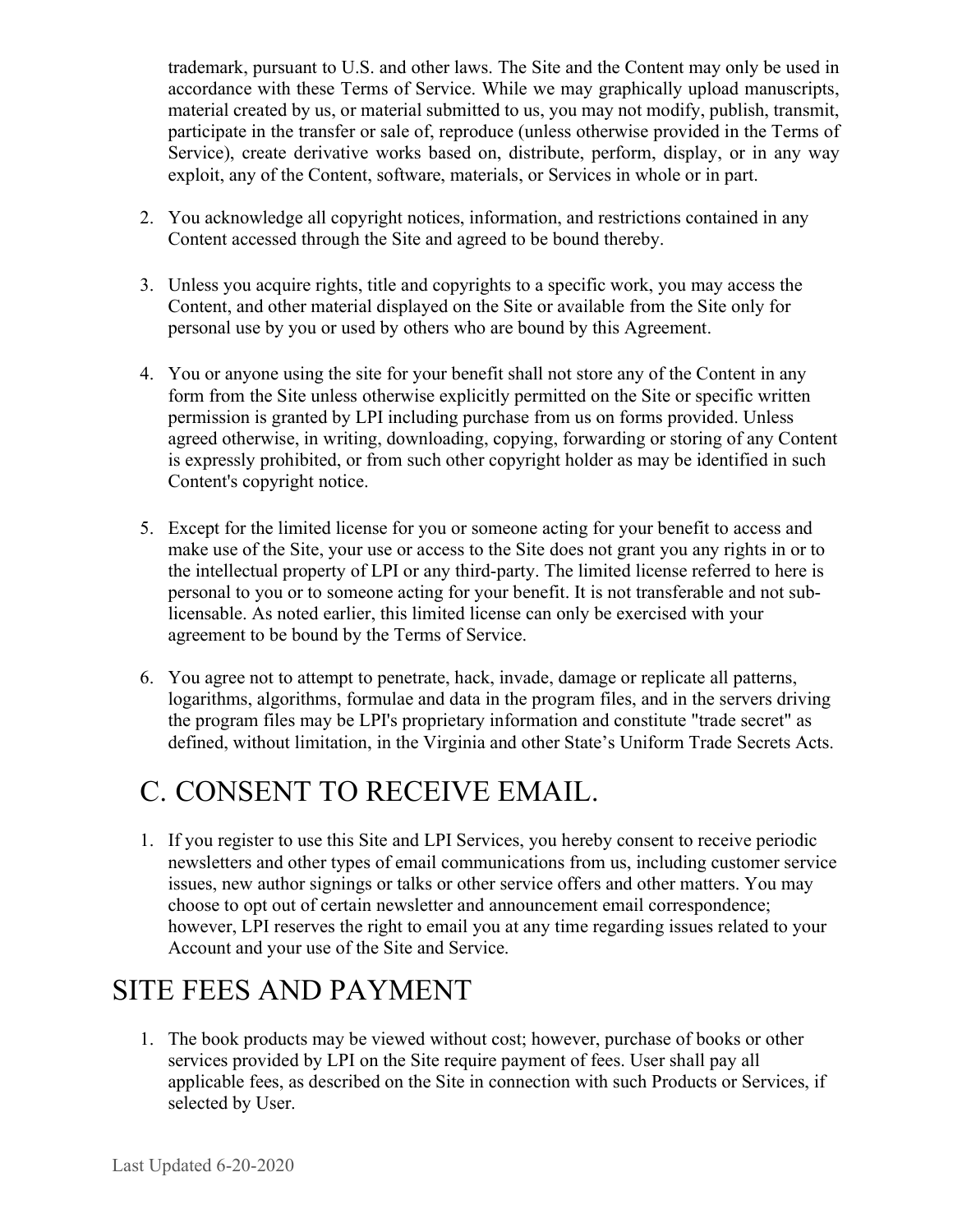trademark, pursuant to U.S. and other laws. The Site and the Content may only be used in accordance with these Terms of Service. While we may graphically upload manuscripts, material created by us, or material submitted to us, you may not modify, publish, transmit, participate in the transfer or sale of, reproduce (unless otherwise provided in the Terms of Service), create derivative works based on, distribute, perform, display, or in any way exploit, any of the Content, software, materials, or Services in whole or in part.

2. You acknowledge all copyright notices, information, and restrictions contained in any Content accessed through the Site and agreed to be bound thereby.

3. Unless you acquire rights, title and copyrights to a specific work, you may access the Content, and other material displayed on the Site or available from the Site only for personal use by you or used by others who are bound by this Agreement.

4. You or anyone using the site for your benefit shall not store any of the Content in any form from the Site unless otherwise explicitly permitted on the Site or specific written permission is granted by LPI including purchase from us on forms provided. Unless agreed otherwise, in writing, downloading, copying, forwarding or storing of any Content is expressly prohibited, or from such other copyright holder as may be identified in such Content's copyright notice.

5. Except for the limited license for you or someone acting for your benefit to access and make use of the Site, your use or access to the Site does not grant you any rights in or to the intellectual property of LPI or any third-party. The limited license referred to here is personal to you or to someone acting for your benefit. It is not transferable and not sub-licensable. As noted earlier, this limited license can only be exercised with your agreement to be bound by the Terms of Service.

6. You agree not to attempt to penetrate, hack, invade, damage or replicate all patterns, logarithms, algorithms, formulae and data in the program files, and in the servers driving the program files may be LPI's proprietary information and constitute "trade secret" as defined, without limitation, in the Virginia and other State's Uniform Trade Secrets Acts.

## C. CONSENT TO RECEIVE EMAIL.

1. If you register to use this Site and LPI Services, you hereby consent to receive periodic newsletters and other types of email communications from us, including customer service issues, new author signings or talks or other service offers and other matters. You may choose to opt out of certain newsletter and announcement email correspondence; however, LPI reserves the right to email you at any time regarding issues related to your Account and your use of the Site and Service.

## SITE FEES AND PAYMENT

1. The book products may be viewed without cost; however, purchase of books or other services provided by LPI on the Site require payment of fees. User shall pay all applicable fees, as described on the Site in connection with such Products or Services, if selected by User.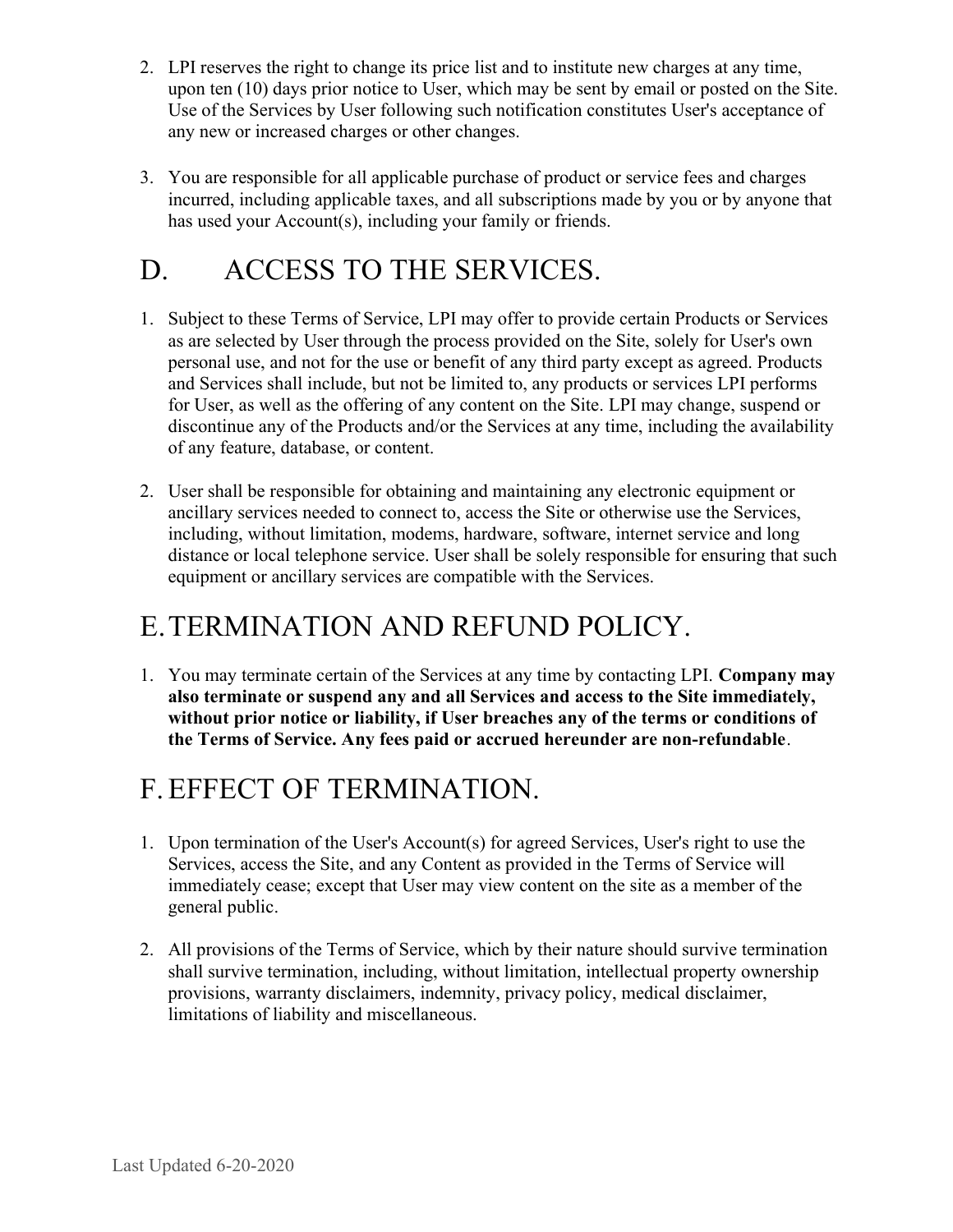2. LPI reserves the right to change its price list and to institute new charges at any time, upon ten (10) days prior notice to User, which may be sent by email or posted on the Site. Use of the Services by User following such notification constitutes User's acceptance of any new or increased charges or other changes.

3. You are responsible for all applicable purchase of product or service fees and charges incurred, including applicable taxes, and all subscriptions made by you or by anyone that has used your Account(s), including your family or friends.

# D. ACCESS TO THE SERVICES.

1. Subject to these Terms of Service, LPI may offer to provide certain Products or Services as are selected by User through the process provided on the Site, solely for User's own personal use, and not for the use or benefit of any third party except as agreed. Products and Services shall include, but not be limited to, any products or services LPI performs for User, as well as the offering of any content on the Site. LPI may change, suspend or discontinue any of the Products and/or the Services at any time, including the availability of any feature, database, or content.

2. User shall be responsible for obtaining and maintaining any electronic equipment or ancillary services needed to connect to, access the Site or otherwise use the Services, including, without limitation, modems, hardware, software, internet service and long distance or local telephone service. User shall be solely responsible for ensuring that such equipment or ancillary services are compatible with the Services.

# E. TERMINATION AND REFUND POLICY.

1. You may terminate certain of the Services at any time by contacting LPI. **Company may also terminate or suspend any and all Services and access to the Site immediately, without prior notice or liability, if User breaches any of the terms or conditions of the Terms of Service. Any fees paid or accrued hereunder are non-refundable**.

# F. EFFECT OF TERMINATION.

1. Upon termination of the User's Account(s) for agreed Services, User's right to use the Services, access the Site, and any Content as provided in the Terms of Service will immediately cease; except that User may view content on the site as a member of the general public.

2. All provisions of the Terms of Service, which by their nature should survive termination shall survive termination, including, without limitation, intellectual property ownership provisions, warranty disclaimers, indemnity, privacy policy, medical disclaimer, limitations of liability and miscellaneous.

Last Updated 6-20-2020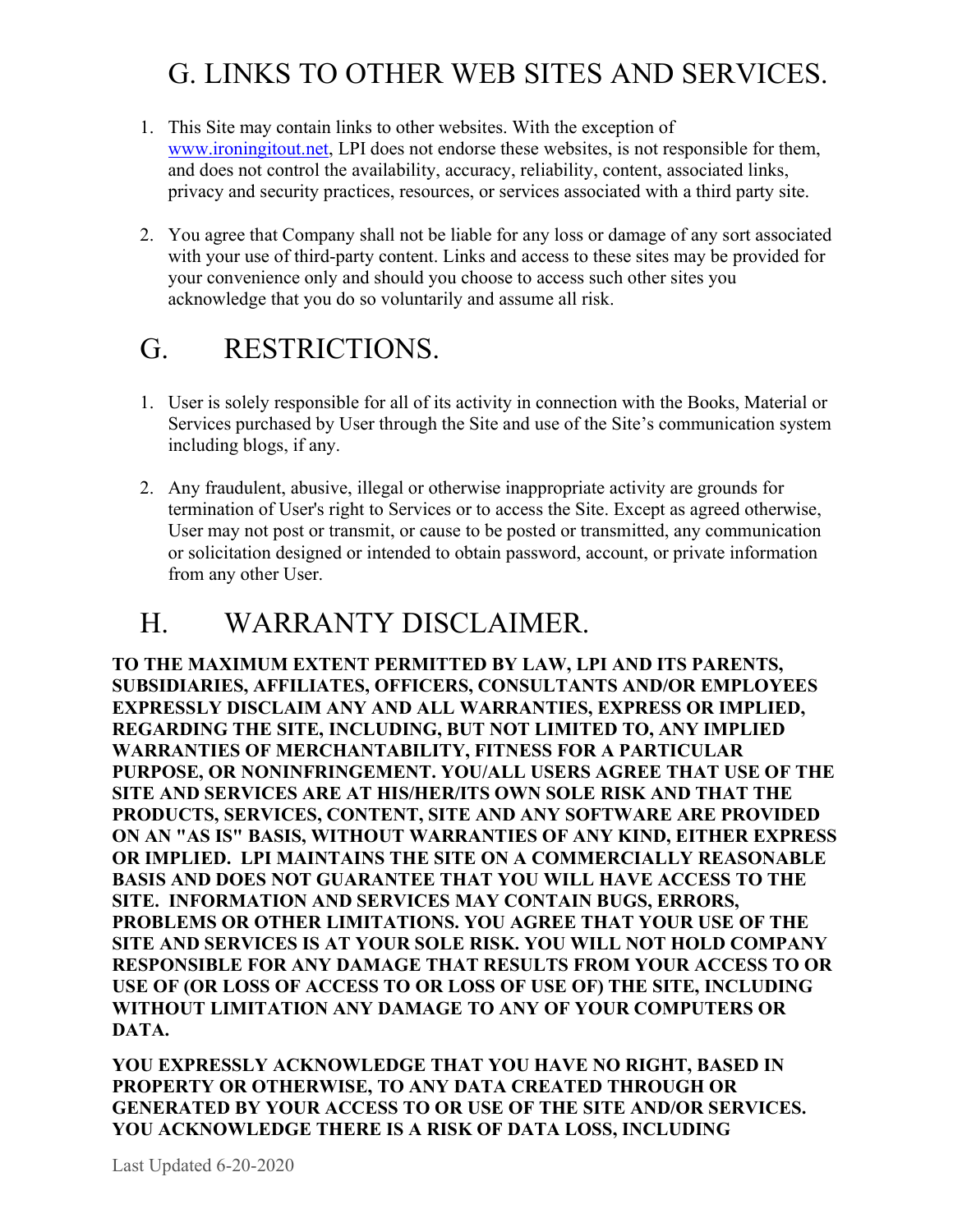## G. LINKS TO OTHER WEB SITES AND SERVICES.

1. This Site may contain links to other websites. With the exception of www.ironingitout.net, LPI does not endorse these websites, is not responsible for them, and does not control the availability, accuracy, reliability, content, associated links, privacy and security practices, resources, or services associated with a third party site.

2. You agree that Company shall not be liable for any loss or damage of any sort associated with your use of third-party content. Links and access to these sites may be provided for your convenience only and should you choose to access such other sites you acknowledge that you do so voluntarily and assume all risk.

## G. RESTRICTIONS.

1. User is solely responsible for all of its activity in connection with the Books, Material or Services purchased by User through the Site and use of the Site's communication system including blogs, if any.

2. Any fraudulent, abusive, illegal or otherwise inappropriate activity are grounds for termination of User's right to Services or to access the Site. Except as agreed otherwise, User may not post or transmit, or cause to be posted or transmitted, any communication or solicitation designed or intended to obtain password, account, or private information from any other User.

## H. WARRANTY DISCLAIMER.

**TO THE MAXIMUM EXTENT PERMITTED BY LAW, LPI AND ITS PARENTS, SUBSIDIARIES, AFFILIATES, OFFICERS, CONSULTANTS AND/OR EMPLOYEES EXPRESSLY DISCLAIM ANY AND ALL WARRANTIES, EXPRESS OR IMPLIED, REGARDING THE SITE, INCLUDING, BUT NOT LIMITED TO, ANY IMPLIED WARRANTIES OF MERCHANTABILITY, FITNESS FOR A PARTICULAR PURPOSE, OR NONINFRINGEMENT. YOU/ALL USERS AGREE THAT USE OF THE SITE AND SERVICES ARE AT HIS/HER/ITS OWN SOLE RISK AND THAT THE PRODUCTS, SERVICES, CONTENT, SITE AND ANY SOFTWARE ARE PROVIDED ON AN "AS IS" BASIS, WITHOUT WARRANTIES OF ANY KIND, EITHER EXPRESS OR IMPLIED. LPI MAINTAINS THE SITE ON A COMMERCIALLY REASONABLE BASIS AND DOES NOT GUARANTEE THAT YOU WILL HAVE ACCESS TO THE SITE. INFORMATION AND SERVICES MAY CONTAIN BUGS, ERRORS, PROBLEMS OR OTHER LIMITATIONS. YOU AGREE THAT YOUR USE OF THE SITE AND SERVICES IS AT YOUR SOLE RISK. YOU WILL NOT HOLD COMPANY RESPONSIBLE FOR ANY DAMAGE THAT RESULTS FROM YOUR ACCESS TO OR USE OF (OR LOSS OF ACCESS TO OR LOSS OF USE OF) THE SITE, INCLUDING WITHOUT LIMITATION ANY DAMAGE TO ANY OF YOUR COMPUTERS OR DATA.**

**YOU EXPRESSLY ACKNOWLEDGE THAT YOU HAVE NO RIGHT, BASED IN PROPERTY OR OTHERWISE, TO ANY DATA CREATED THROUGH OR GENERATED BY YOUR ACCESS TO OR USE OF THE SITE AND/OR SERVICES. YOU ACKNOWLEDGE THERE IS A RISK OF DATA LOSS, INCLUDING**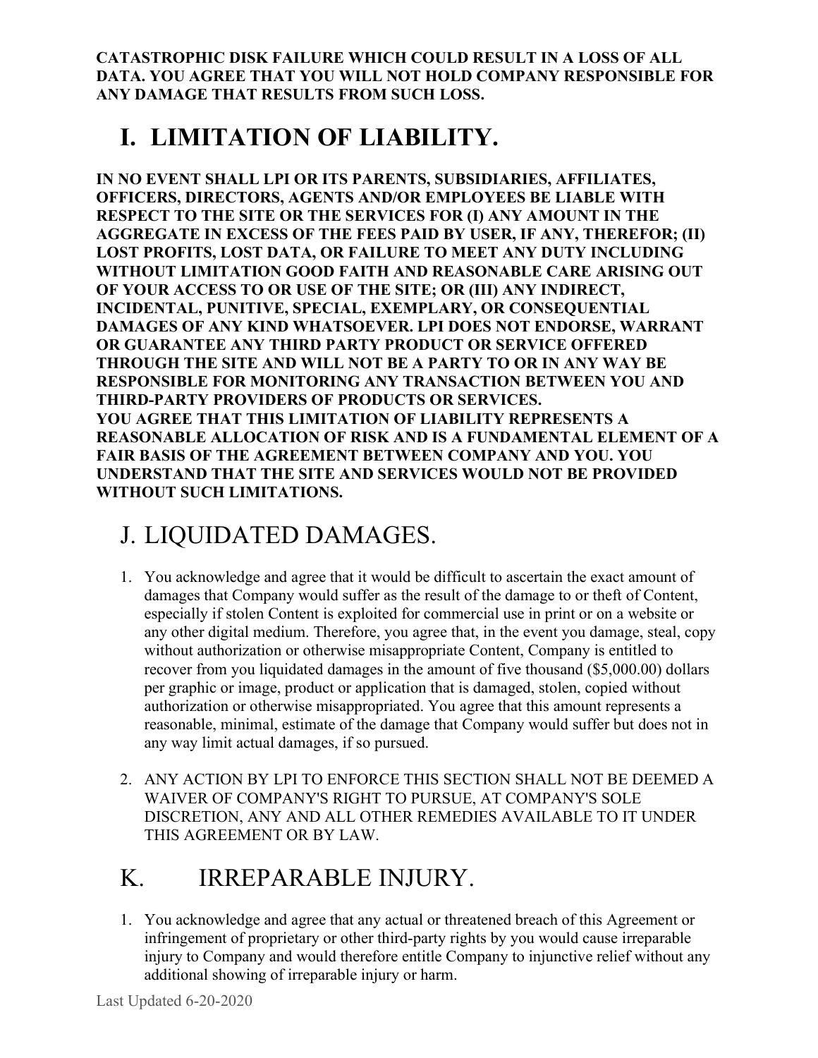**CATASTROPHIC DISK FAILURE WHICH COULD RESULT IN A LOSS OF ALL DATA. YOU AGREE THAT YOU WILL NOT HOLD COMPANY RESPONSIBLE FOR ANY DAMAGE THAT RESULTS FROM SUCH LOSS.**

# I. LIMITATION OF LIABILITY.

**IN NO EVENT SHALL LPI OR ITS PARENTS, SUBSIDIARIES, AFFILIATES, OFFICERS, DIRECTORS, AGENTS AND/OR EMPLOYEES BE LIABLE WITH RESPECT TO THE SITE OR THE SERVICES FOR (I) ANY AMOUNT IN THE AGGREGATE IN EXCESS OF THE FEES PAID BY USER, IF ANY, THEREFOR; (II) LOST PROFITS, LOST DATA, OR FAILURE TO MEET ANY DUTY INCLUDING WITHOUT LIMITATION GOOD FAITH AND REASONABLE CARE ARISING OUT OF YOUR ACCESS TO OR USE OF THE SITE; OR (III) ANY INDIRECT, INCIDENTAL, PUNITIVE, SPECIAL, EXEMPLARY, OR CONSEQUENTIAL DAMAGES OF ANY KIND WHATSOEVER. LPI DOES NOT ENDORSE, WARRANT OR GUARANTEE ANY THIRD PARTY PRODUCT OR SERVICE OFFERED THROUGH THE SITE AND WILL NOT BE A PARTY TO OR IN ANY WAY BE RESPONSIBLE FOR MONITORING ANY TRANSACTION BETWEEN YOU AND THIRD-PARTY PROVIDERS OF PRODUCTS OR SERVICES.**
**YOU AGREE THAT THIS LIMITATION OF LIABILITY REPRESENTS A REASONABLE ALLOCATION OF RISK AND IS A FUNDAMENTAL ELEMENT OF A FAIR BASIS OF THE AGREEMENT BETWEEN COMPANY AND YOU. YOU UNDERSTAND THAT THE SITE AND SERVICES WOULD NOT BE PROVIDED WITHOUT SUCH LIMITATIONS.**

# J. LIQUIDATED DAMAGES.

1. You acknowledge and agree that it would be difficult to ascertain the exact amount of damages that Company would suffer as the result of the damage to or theft of Content, especially if stolen Content is exploited for commercial use in print or on a website or any other digital medium. Therefore, you agree that, in the event you damage, steal, copy without authorization or otherwise misappropriate Content, Company is entitled to recover from you liquidated damages in the amount of five thousand ($5,000.00) dollars per graphic or image, product or application that is damaged, stolen, copied without authorization or otherwise misappropriated. You agree that this amount represents a reasonable, minimal, estimate of the damage that Company would suffer but does not in any way limit actual damages, if so pursued.

2. ANY ACTION BY LPI TO ENFORCE THIS SECTION SHALL NOT BE DEEMED A WAIVER OF COMPANY'S RIGHT TO PURSUE, AT COMPANY'S SOLE DISCRETION, ANY AND ALL OTHER REMEDIES AVAILABLE TO IT UNDER THIS AGREEMENT OR BY LAW.

# K. IRREPARABLE INJURY.

1. You acknowledge and agree that any actual or threatened breach of this Agreement or infringement of proprietary or other third-party rights by you would cause irreparable injury to Company and would therefore entitle Company to injunctive relief without any additional showing of irreparable injury or harm.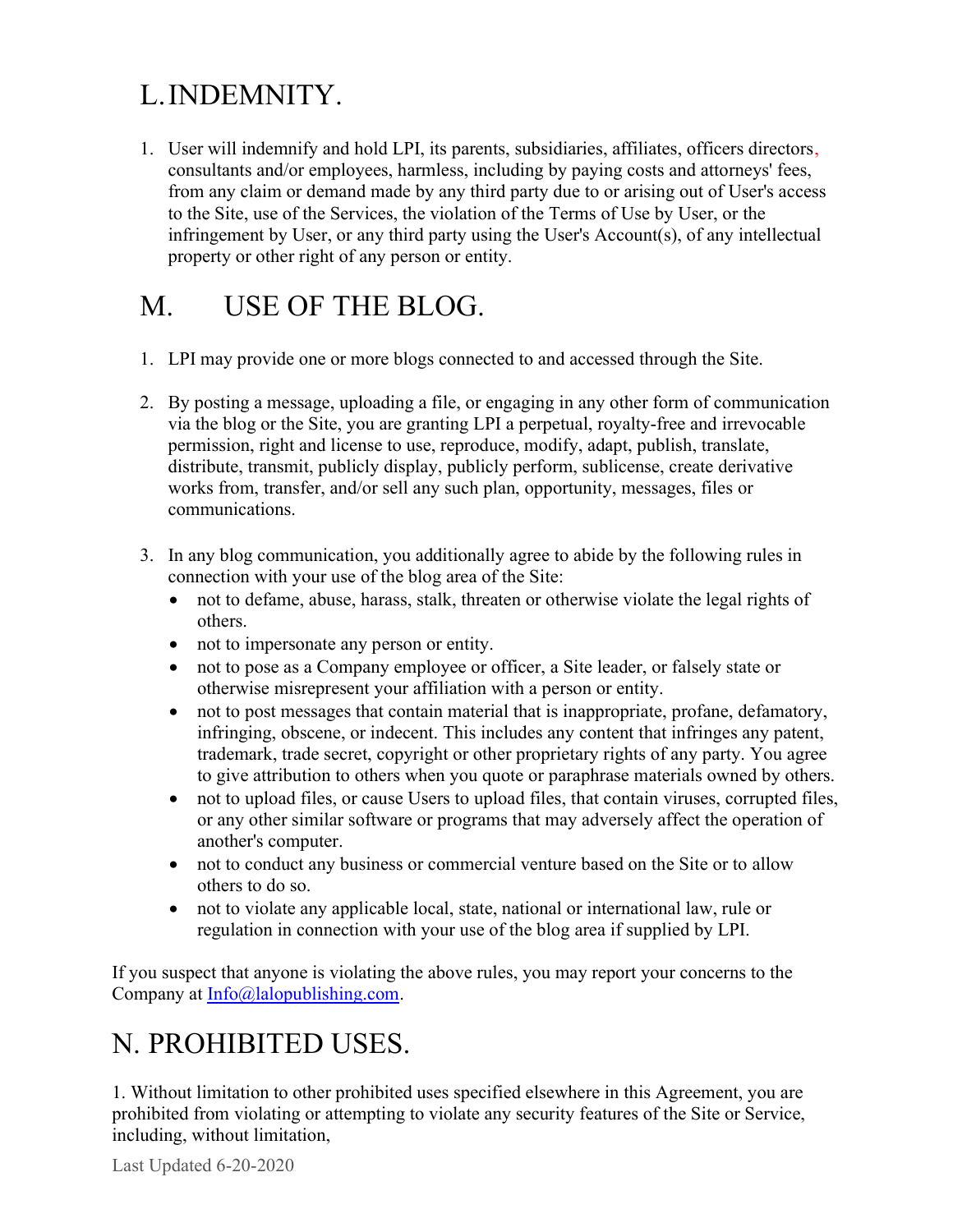## L. INDEMNITY.

1. User will indemnify and hold LPI, its parents, subsidiaries, affiliates, officers directors, consultants and/or employees, harmless, including by paying costs and attorneys' fees, from any claim or demand made by any third party due to or arising out of User's access to the Site, use of the Services, the violation of the Terms of Use by User, or the infringement by User, or any third party using the User's Account(s), of any intellectual property or other right of any person or entity.

## M. USE OF THE BLOG.

1. LPI may provide one or more blogs connected to and accessed through the Site.

2. By posting a message, uploading a file, or engaging in any other form of communication via the blog or the Site, you are granting LPI a perpetual, royalty-free and irrevocable permission, right and license to use, reproduce, modify, adapt, publish, translate, distribute, transmit, publicly display, publicly perform, sublicense, create derivative works from, transfer, and/or sell any such plan, opportunity, messages, files or communications.

3. In any blog communication, you additionally agree to abide by the following rules in connection with your use of the blog area of the Site:
   - not to defame, abuse, harass, stalk, threaten or otherwise violate the legal rights of others.
   - not to impersonate any person or entity.
   - not to pose as a Company employee or officer, a Site leader, or falsely state or otherwise misrepresent your affiliation with a person or entity.
   - not to post messages that contain material that is inappropriate, profane, defamatory, infringing, obscene, or indecent. This includes any content that infringes any patent, trademark, trade secret, copyright or other proprietary rights of any party. You agree to give attribution to others when you quote or paraphrase materials owned by others.
   - not to upload files, or cause Users to upload files, that contain viruses, corrupted files, or any other similar software or programs that may adversely affect the operation of another's computer.
   - not to conduct any business or commercial venture based on the Site or to allow others to do so.
   - not to violate any applicable local, state, national or international law, rule or regulation in connection with your use of the blog area if supplied by LPI.

If you suspect that anyone is violating the above rules, you may report your concerns to the Company at Info@lalopublishing.com.

## N. PROHIBITED USES.

1. Without limitation to other prohibited uses specified elsewhere in this Agreement, you are prohibited from violating or attempting to violate any security features of the Site or Service, including, without limitation,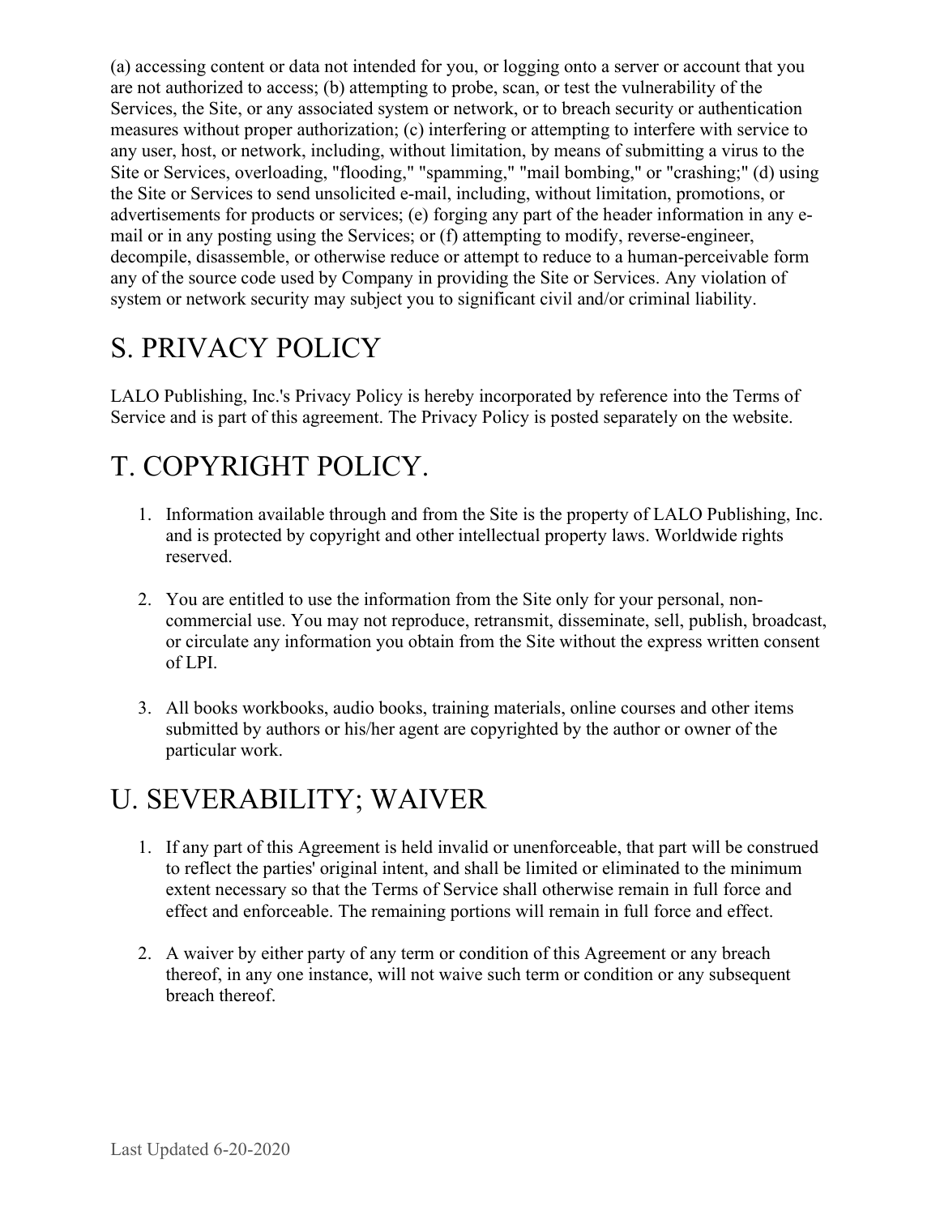(a) accessing content or data not intended for you, or logging onto a server or account that you are not authorized to access; (b) attempting to probe, scan, or test the vulnerability of the Services, the Site, or any associated system or network, or to breach security or authentication measures without proper authorization; (c) interfering or attempting to interfere with service to any user, host, or network, including, without limitation, by means of submitting a virus to the Site or Services, overloading, "flooding," "spamming," "mail bombing," or "crashing;" (d) using the Site or Services to send unsolicited e-mail, including, without limitation, promotions, or advertisements for products or services; (e) forging any part of the header information in any e-mail or in any posting using the Services; or (f) attempting to modify, reverse-engineer, decompile, disassemble, or otherwise reduce or attempt to reduce to a human-perceivable form any of the source code used by Company in providing the Site or Services. Any violation of system or network security may subject you to significant civil and/or criminal liability.

# S. PRIVACY POLICY

LALO Publishing, Inc.'s Privacy Policy is hereby incorporated by reference into the Terms of Service and is part of this agreement. The Privacy Policy is posted separately on the website.

# T. COPYRIGHT POLICY.

1. Information available through and from the Site is the property of LALO Publishing, Inc. and is protected by copyright and other intellectual property laws. Worldwide rights reserved.

2. You are entitled to use the information from the Site only for your personal, non-commercial use. You may not reproduce, retransmit, disseminate, sell, publish, broadcast, or circulate any information you obtain from the Site without the express written consent of LPI.

3. All books workbooks, audio books, training materials, online courses and other items submitted by authors or his/her agent are copyrighted by the author or owner of the particular work.

# U. SEVERABILITY; WAIVER

1. If any part of this Agreement is held invalid or unenforceable, that part will be construed to reflect the parties' original intent, and shall be limited or eliminated to the minimum extent necessary so that the Terms of Service shall otherwise remain in full force and effect and enforceable. The remaining portions will remain in full force and effect.

2. A waiver by either party of any term or condition of this Agreement or any breach thereof, in any one instance, will not waive such term or condition or any subsequent breach thereof.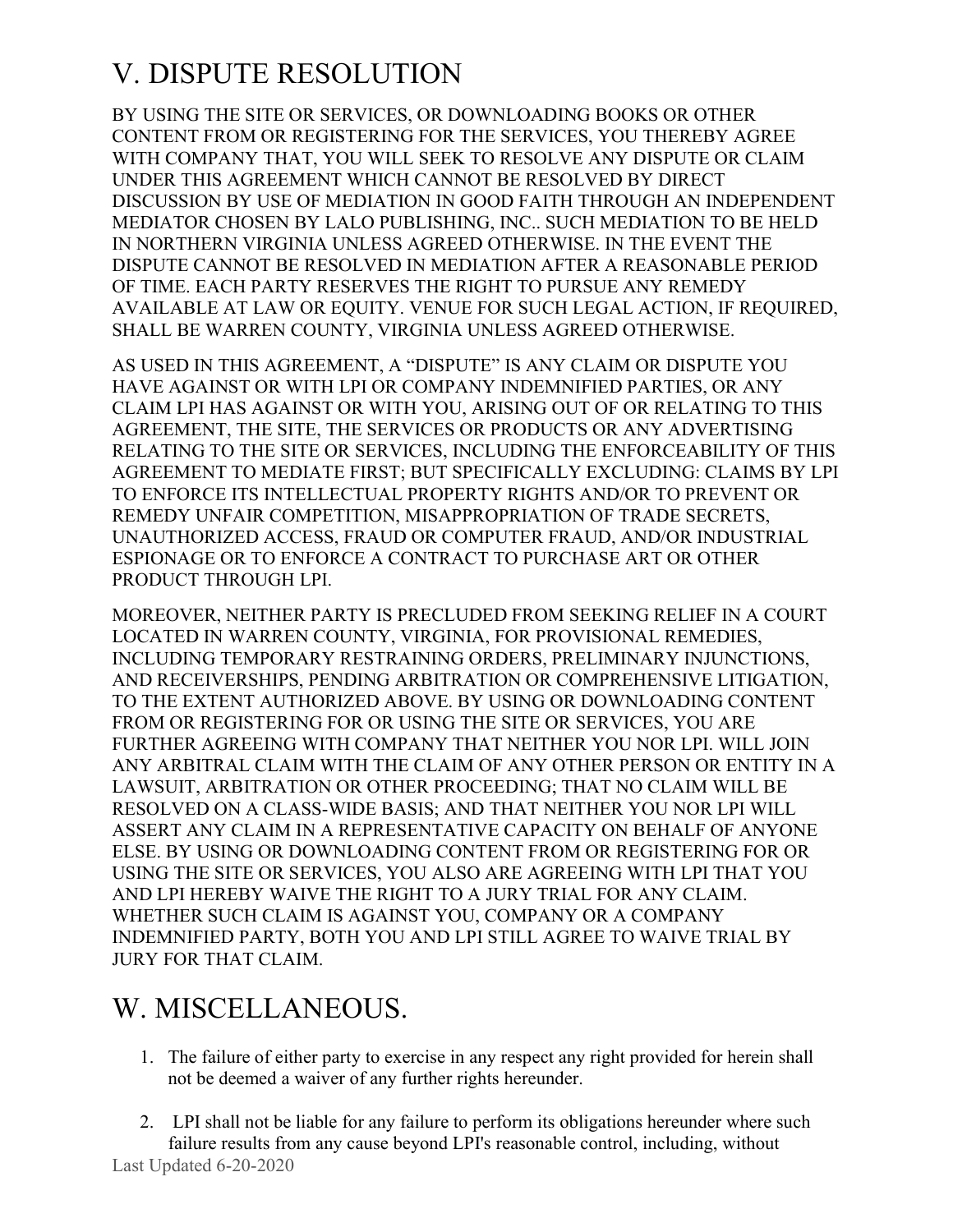# V. DISPUTE RESOLUTION

BY USING THE SITE OR SERVICES, OR DOWNLOADING BOOKS OR OTHER CONTENT FROM OR REGISTERING FOR THE SERVICES, YOU THEREBY AGREE WITH COMPANY THAT, YOU WILL SEEK TO RESOLVE ANY DISPUTE OR CLAIM UNDER THIS AGREEMENT WHICH CANNOT BE RESOLVED BY DIRECT DISCUSSION BY USE OF MEDIATION IN GOOD FAITH THROUGH AN INDEPENDENT MEDIATOR CHOSEN BY LALO PUBLISHING, INC.. SUCH MEDIATION TO BE HELD IN NORTHERN VIRGINIA UNLESS AGREED OTHERWISE. IN THE EVENT THE DISPUTE CANNOT BE RESOLVED IN MEDIATION AFTER A REASONABLE PERIOD OF TIME. EACH PARTY RESERVES THE RIGHT TO PURSUE ANY REMEDY AVAILABLE AT LAW OR EQUITY. VENUE FOR SUCH LEGAL ACTION, IF REQUIRED, SHALL BE WARREN COUNTY, VIRGINIA UNLESS AGREED OTHERWISE.

AS USED IN THIS AGREEMENT, A "DISPUTE" IS ANY CLAIM OR DISPUTE YOU HAVE AGAINST OR WITH LPI OR COMPANY INDEMNIFIED PARTIES, OR ANY CLAIM LPI HAS AGAINST OR WITH YOU, ARISING OUT OF OR RELATING TO THIS AGREEMENT, THE SITE, THE SERVICES OR PRODUCTS OR ANY ADVERTISING RELATING TO THE SITE OR SERVICES, INCLUDING THE ENFORCEABILITY OF THIS AGREEMENT TO MEDIATE FIRST; BUT SPECIFICALLY EXCLUDING: CLAIMS BY LPI TO ENFORCE ITS INTELLECTUAL PROPERTY RIGHTS AND/OR TO PREVENT OR REMEDY UNFAIR COMPETITION, MISAPPROPRIATION OF TRADE SECRETS, UNAUTHORIZED ACCESS, FRAUD OR COMPUTER FRAUD, AND/OR INDUSTRIAL ESPIONAGE OR TO ENFORCE A CONTRACT TO PURCHASE ART OR OTHER PRODUCT THROUGH LPI.

MOREOVER, NEITHER PARTY IS PRECLUDED FROM SEEKING RELIEF IN A COURT LOCATED IN WARREN COUNTY, VIRGINIA, FOR PROVISIONAL REMEDIES, INCLUDING TEMPORARY RESTRAINING ORDERS, PRELIMINARY INJUNCTIONS, AND RECEIVERSHIPS, PENDING ARBITRATION OR COMPREHENSIVE LITIGATION, TO THE EXTENT AUTHORIZED ABOVE. BY USING OR DOWNLOADING CONTENT FROM OR REGISTERING FOR OR USING THE SITE OR SERVICES, YOU ARE FURTHER AGREEING WITH COMPANY THAT NEITHER YOU NOR LPI. WILL JOIN ANY ARBITRAL CLAIM WITH THE CLAIM OF ANY OTHER PERSON OR ENTITY IN A LAWSUIT, ARBITRATION OR OTHER PROCEEDING; THAT NO CLAIM WILL BE RESOLVED ON A CLASS-WIDE BASIS; AND THAT NEITHER YOU NOR LPI WILL ASSERT ANY CLAIM IN A REPRESENTATIVE CAPACITY ON BEHALF OF ANYONE ELSE. BY USING OR DOWNLOADING CONTENT FROM OR REGISTERING FOR OR USING THE SITE OR SERVICES, YOU ALSO ARE AGREEING WITH LPI THAT YOU AND LPI HEREBY WAIVE THE RIGHT TO A JURY TRIAL FOR ANY CLAIM. WHETHER SUCH CLAIM IS AGAINST YOU, COMPANY OR A COMPANY INDEMNIFIED PARTY, BOTH YOU AND LPI STILL AGREE TO WAIVE TRIAL BY JURY FOR THAT CLAIM.

# W. MISCELLANEOUS.

1. The failure of either party to exercise in any respect any right provided for herein shall not be deemed a waiver of any further rights hereunder.

2. LPI shall not be liable for any failure to perform its obligations hereunder where such failure results from any cause beyond LPI's reasonable control, including, without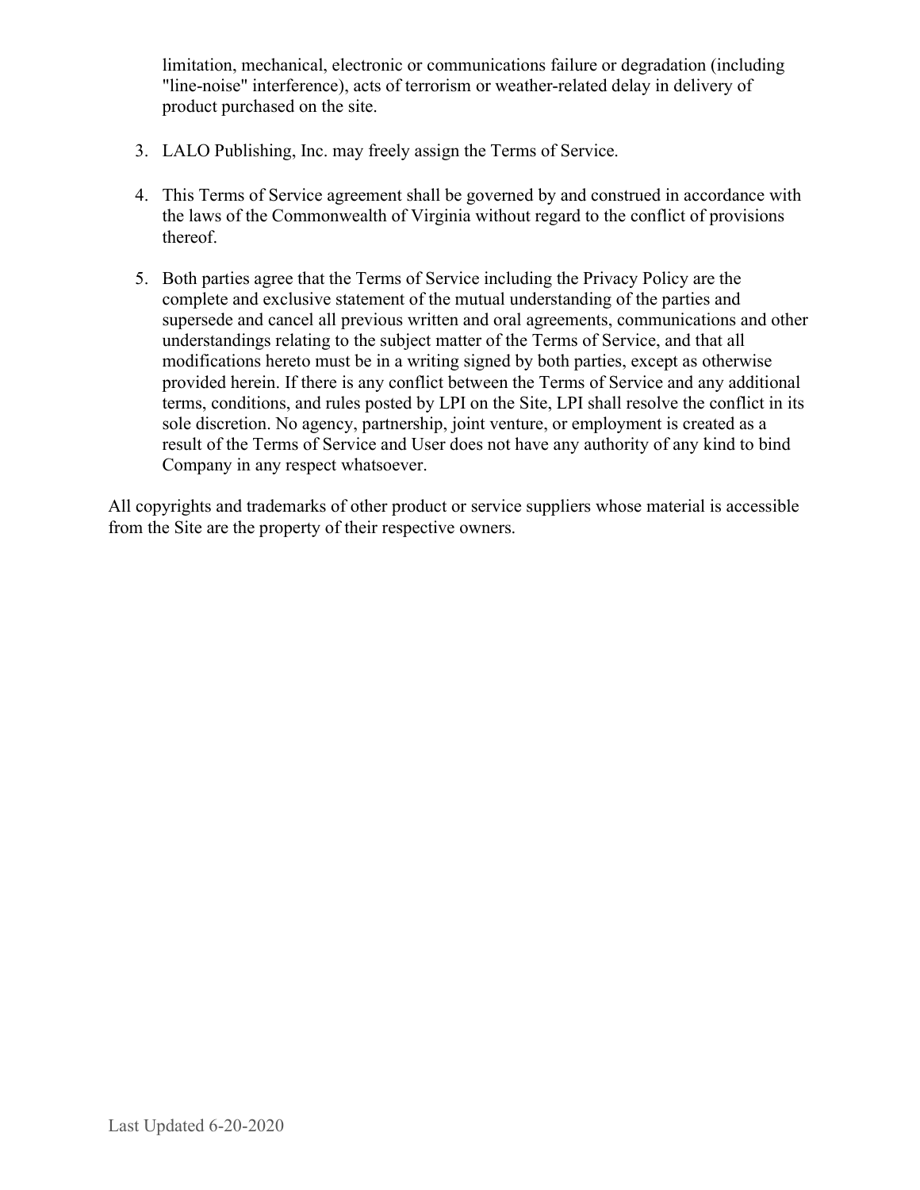limitation, mechanical, electronic or communications failure or degradation (including "line-noise" interference), acts of terrorism or weather-related delay in delivery of product purchased on the site.

3. LALO Publishing, Inc. may freely assign the Terms of Service.

4. This Terms of Service agreement shall be governed by and construed in accordance with the laws of the Commonwealth of Virginia without regard to the conflict of provisions thereof.

5. Both parties agree that the Terms of Service including the Privacy Policy are the complete and exclusive statement of the mutual understanding of the parties and supersede and cancel all previous written and oral agreements, communications and other understandings relating to the subject matter of the Terms of Service, and that all modifications hereto must be in a writing signed by both parties, except as otherwise provided herein. If there is any conflict between the Terms of Service and any additional terms, conditions, and rules posted by LPI on the Site, LPI shall resolve the conflict in its sole discretion. No agency, partnership, joint venture, or employment is created as a result of the Terms of Service and User does not have any authority of any kind to bind Company in any respect whatsoever.

All copyrights and trademarks of other product or service suppliers whose material is accessible from the Site are the property of their respective owners.

Last Updated 6-20-2020